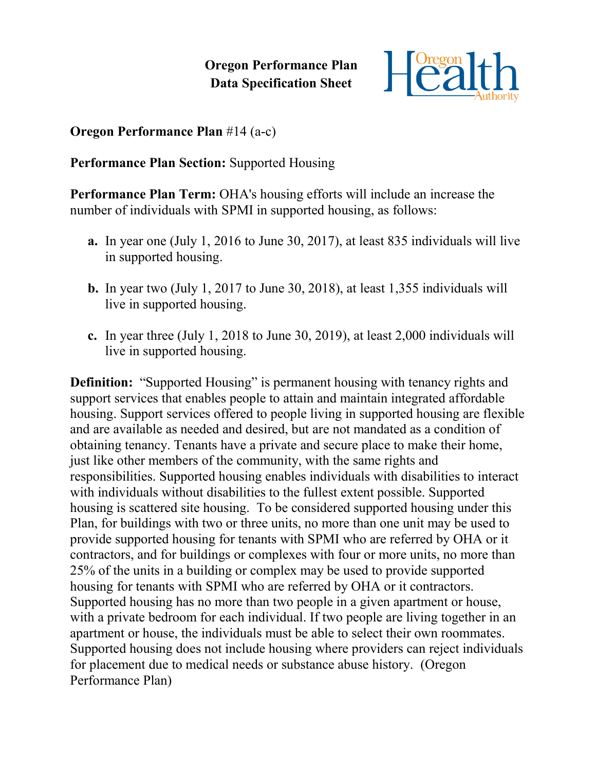# Oregon Performance Plan Data Specification Sheet

**Oregon Performance Plan** #14 (a-c)

**Performance Plan Section:** Supported Housing

**Performance Plan Term:** OHA's housing efforts will include an increase the number of individuals with SPMI in supported housing, as follows:

- **a.** In year one (July 1, 2016 to June 30, 2017), at least 835 individuals will live in supported housing.
- **b.** In year two (July 1, 2017 to June 30, 2018), at least 1,355 individuals will live in supported housing.
- **c.** In year three (July 1, 2018 to June 30, 2019), at least 2,000 individuals will live in supported housing.

**Definition:** "Supported Housing" is permanent housing with tenancy rights and support services that enables people to attain and maintain integrated affordable housing. Support services offered to people living in supported housing are flexible and are available as needed and desired, but are not mandated as a condition of obtaining tenancy. Tenants have a private and secure place to make their home, just like other members of the community, with the same rights and responsibilities. Supported housing enables individuals with disabilities to interact with individuals without disabilities to the fullest extent possible. Supported housing is scattered site housing. To be considered supported housing under this Plan, for buildings with two or three units, no more than one unit may be used to provide supported housing for tenants with SPMI who are referred by OHA or it contractors, and for buildings or complexes with four or more units, no more than 25% of the units in a building or complex may be used to provide supported housing for tenants with SPMI who are referred by OHA or it contractors. Supported housing has no more than two people in a given apartment or house, with a private bedroom for each individual. If two people are living together in an apartment or house, the individuals must be able to select their own roommates. Supported housing does not include housing where providers can reject individuals for placement due to medical needs or substance abuse history. (Oregon Performance Plan)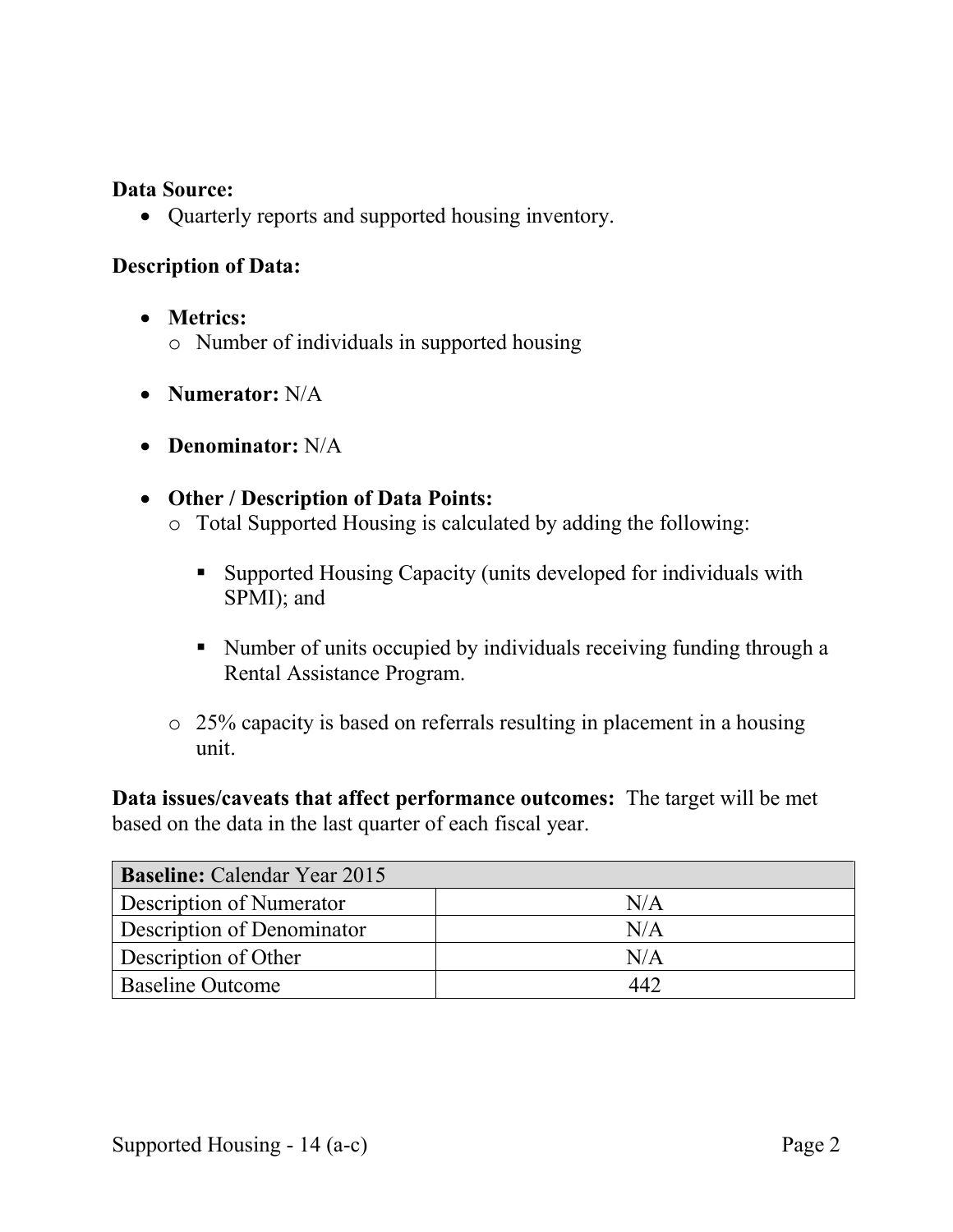**Data Source:**

- Quarterly reports and supported housing inventory.

**Description of Data:**

- **Metrics:**
  - Number of individuals in supported housing

- **Numerator:** N/A

- **Denominator:** N/A

- **Other / Description of Data Points:**
  - Total Supported Housing is calculated by adding the following:
    - Supported Housing Capacity (units developed for individuals with SPMI); and
    - Number of units occupied by individuals receiving funding through a Rental Assistance Program.
  - 25% capacity is based on referrals resulting in placement in a housing unit.

**Data issues/caveats that affect performance outcomes:** The target will be met based on the data in the last quarter of each fiscal year.

| **Baseline:** Calendar Year 2015 | |
|---|---|
| Description of Numerator | N/A |
| Description of Denominator | N/A |
| Description of Other | N/A |
| Baseline Outcome | 442 |